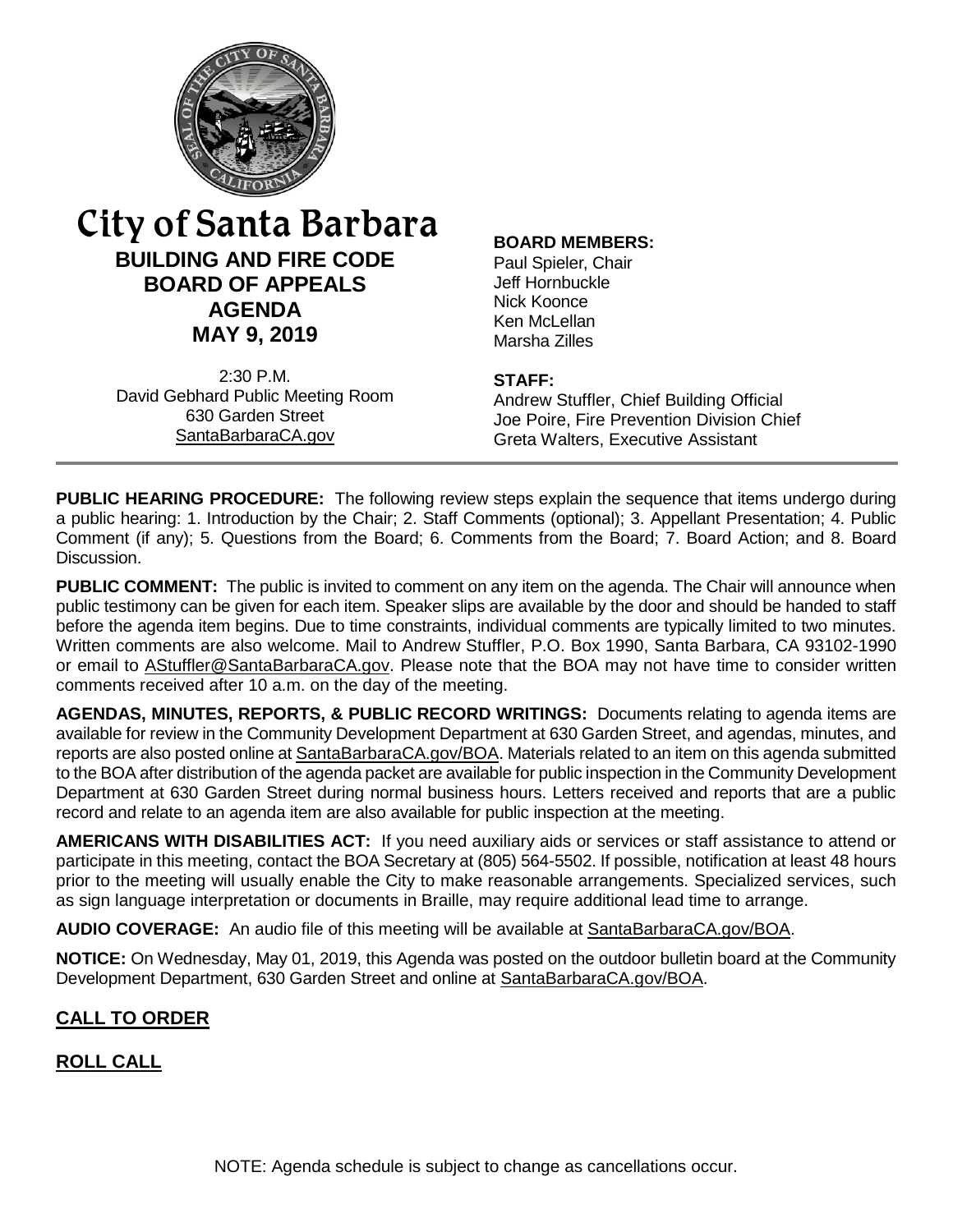# City of Santa Barbara

## BUILDING AND FIRE CODE BOARD OF APPEALS AGENDA MAY 9, 2019

2:30 P.M.
David Gebhard Public Meeting Room
630 Garden Street
SantaBarbaraCA.gov

**BOARD MEMBERS:**
Paul Spieler, Chair
Jeff Hornbuckle
Nick Koonce
Ken McLellan
Marsha Zilles

**STAFF:**
Andrew Stuffler, Chief Building Official
Joe Poire, Fire Prevention Division Chief
Greta Walters, Executive Assistant

---

**PUBLIC HEARING PROCEDURE:** The following review steps explain the sequence that items undergo during a public hearing: 1. Introduction by the Chair; 2. Staff Comments (optional); 3. Appellant Presentation; 4. Public Comment (if any); 5. Questions from the Board; 6. Comments from the Board; 7. Board Action; and 8. Board Discussion.

**PUBLIC COMMENT:** The public is invited to comment on any item on the agenda. The Chair will announce when public testimony can be given for each item. Speaker slips are available by the door and should be handed to staff before the agenda item begins. Due to time constraints, individual comments are typically limited to two minutes. Written comments are also welcome. Mail to Andrew Stuffler, P.O. Box 1990, Santa Barbara, CA 93102-1990 or email to AStuffler@SantaBarbaraCA.gov. Please note that the BOA may not have time to consider written comments received after 10 a.m. on the day of the meeting.

**AGENDAS, MINUTES, REPORTS, & PUBLIC RECORD WRITINGS:** Documents relating to agenda items are available for review in the Community Development Department at 630 Garden Street, and agendas, minutes, and reports are also posted online at SantaBarbaraCA.gov/BOA. Materials related to an item on this agenda submitted to the BOA after distribution of the agenda packet are available for public inspection in the Community Development Department at 630 Garden Street during normal business hours. Letters received and reports that are a public record and relate to an agenda item are also available for public inspection at the meeting.

**AMERICANS WITH DISABILITIES ACT:** If you need auxiliary aids or services or staff assistance to attend or participate in this meeting, contact the BOA Secretary at (805) 564-5502. If possible, notification at least 48 hours prior to the meeting will usually enable the City to make reasonable arrangements. Specialized services, such as sign language interpretation or documents in Braille, may require additional lead time to arrange.

**AUDIO COVERAGE:** An audio file of this meeting will be available at SantaBarbaraCA.gov/BOA.

**NOTICE:** On Wednesday, May 01, 2019, this Agenda was posted on the outdoor bulletin board at the Community Development Department, 630 Garden Street and online at SantaBarbaraCA.gov/BOA.

## CALL TO ORDER

## ROLL CALL

NOTE: Agenda schedule is subject to change as cancellations occur.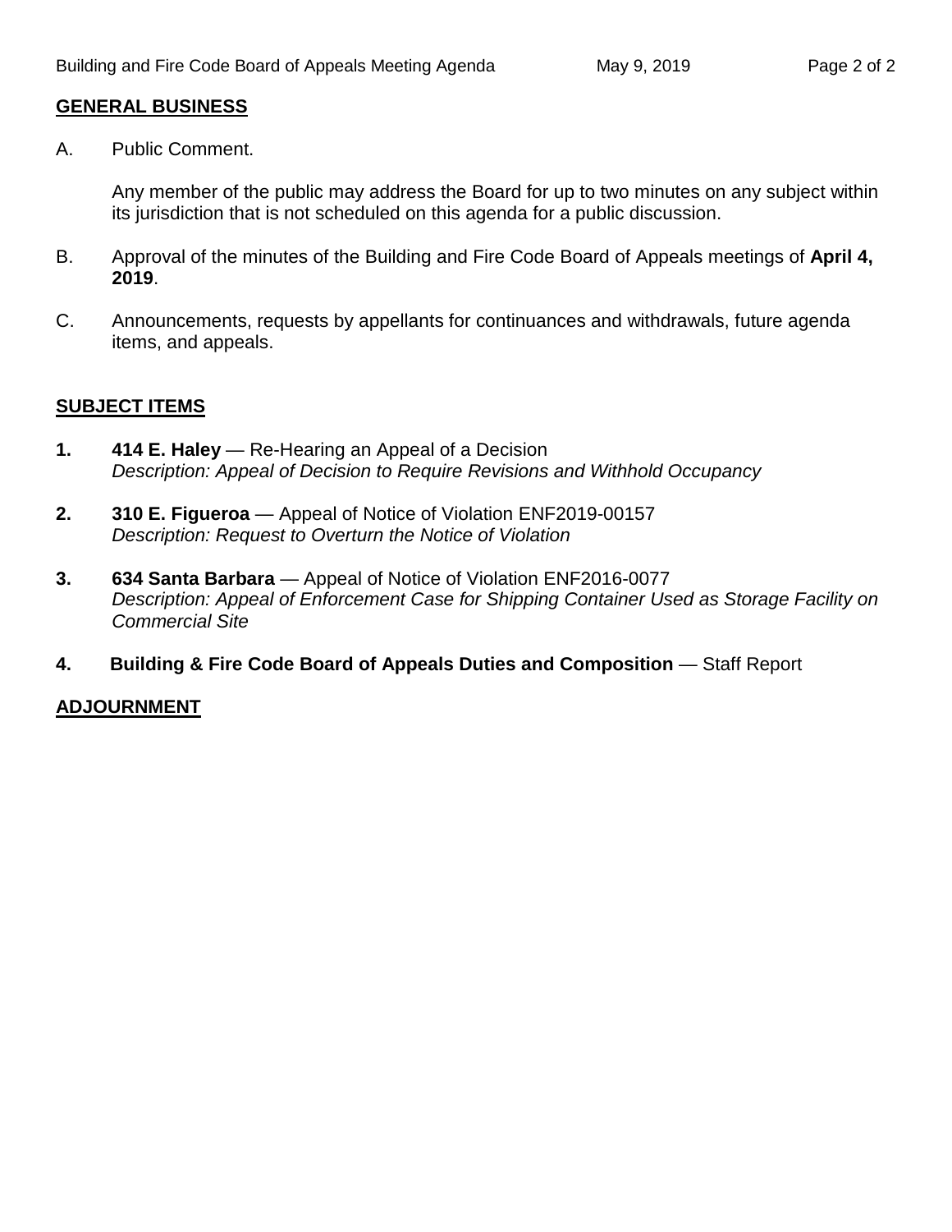## GENERAL BUSINESS

A. Public Comment.

Any member of the public may address the Board for up to two minutes on any subject within its jurisdiction that is not scheduled on this agenda for a public discussion.

B. Approval of the minutes of the Building and Fire Code Board of Appeals meetings of **April 4, 2019**.

C. Announcements, requests by appellants for continuances and withdrawals, future agenda items, and appeals.

## SUBJECT ITEMS

**1.** **414 E. Haley** — Re-Hearing an Appeal of a Decision
*Description: Appeal of Decision to Require Revisions and Withhold Occupancy*

**2.** **310 E. Figueroa** — Appeal of Notice of Violation ENF2019-00157
*Description: Request to Overturn the Notice of Violation*

**3.** **634 Santa Barbara** — Appeal of Notice of Violation ENF2016-0077
*Description: Appeal of Enforcement Case for Shipping Container Used as Storage Facility on Commercial Site*

**4.** **Building & Fire Code Board of Appeals Duties and Composition** — Staff Report

## ADJOURNMENT